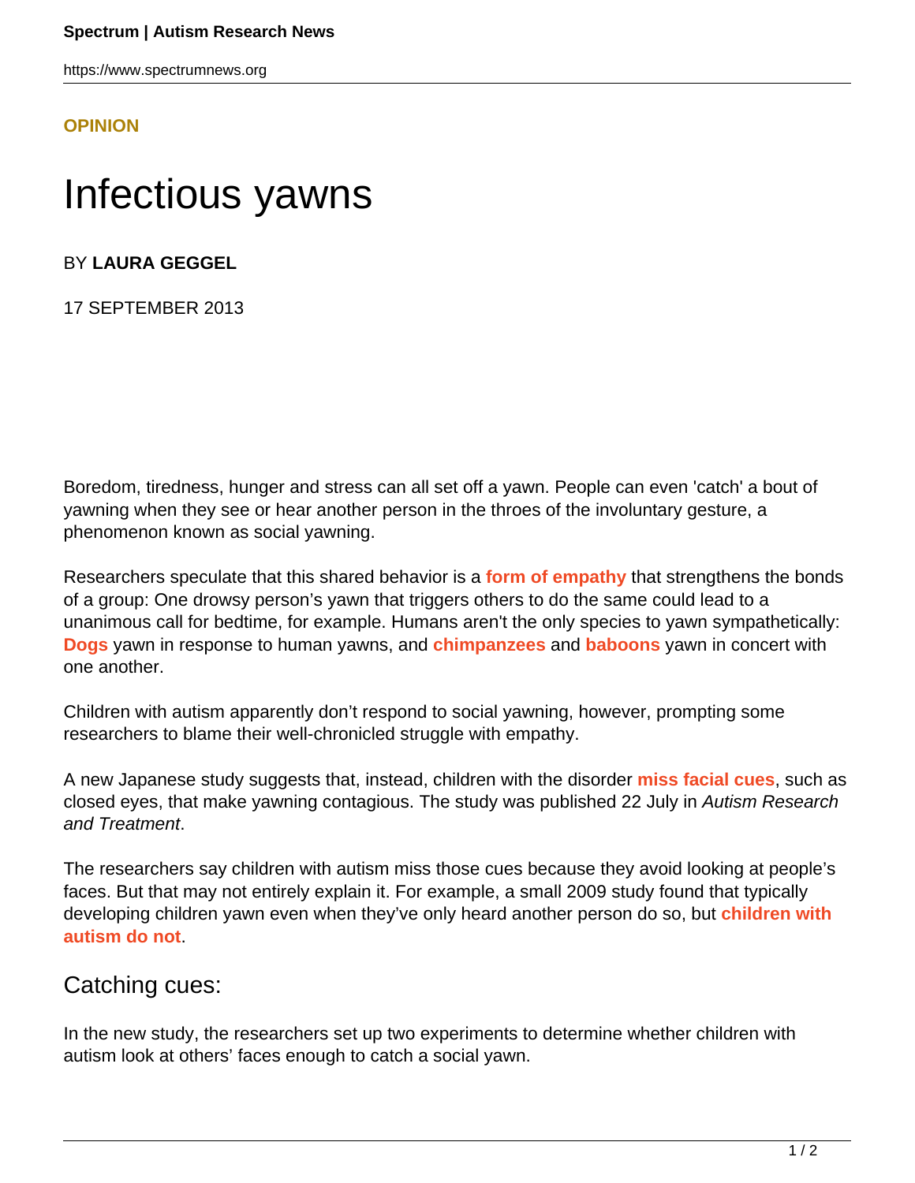OPINION

# Infectious yawns

BY **LAURA GEGGEL**

17 SEPTEMBER 2013

Boredom, tiredness, hunger and stress can all set off a yawn. People can even 'catch' a bout of yawning when they see or hear another person in the throes of the involuntary gesture, a phenomenon known as social yawning.

Researchers speculate that this shared behavior is a **form of empathy** that strengthens the bonds of a group: One drowsy person's yawn that triggers others to do the same could lead to a unanimous call for bedtime, for example. Humans aren't the only species to yawn sympathetically: **Dogs** yawn in response to human yawns, and **chimpanzees** and **baboons** yawn in concert with one another.

Children with autism apparently don't respond to social yawning, however, prompting some researchers to blame their well-chronicled struggle with empathy.

A new Japanese study suggests that, instead, children with the disorder **miss facial cues**, such as closed eyes, that make yawning contagious. The study was published 22 July in *Autism Research and Treatment*.

The researchers say children with autism miss those cues because they avoid looking at people's faces. But that may not entirely explain it. For example, a small 2009 study found that typically developing children yawn even when they've only heard another person do so, but **children with autism do not**.

## Catching cues:

In the new study, the researchers set up two experiments to determine whether children with autism look at others' faces enough to catch a social yawn.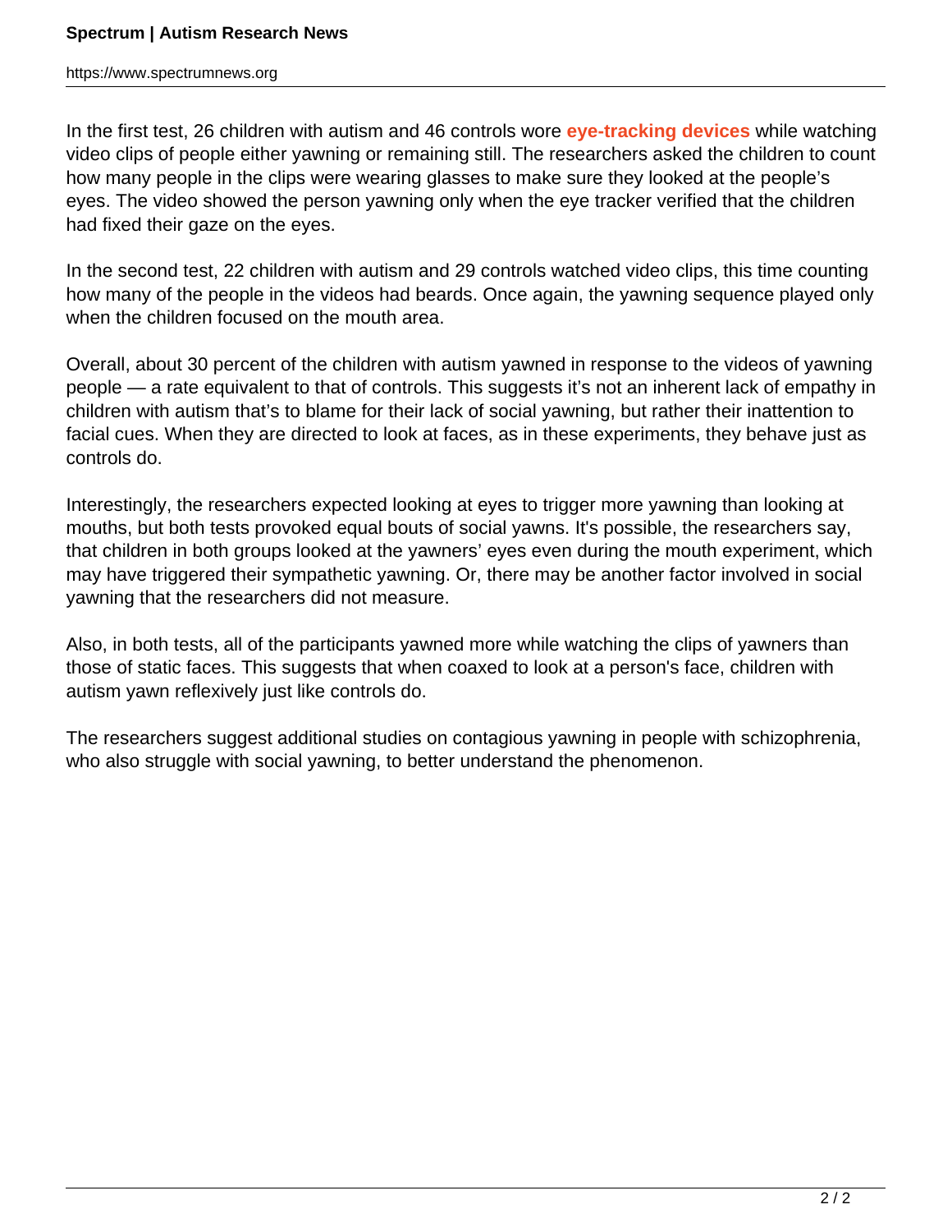In the first test, 26 children with autism and 46 controls wore **eye-tracking devices** while watching video clips of people either yawning or remaining still. The researchers asked the children to count how many people in the clips were wearing glasses to make sure they looked at the people's eyes. The video showed the person yawning only when the eye tracker verified that the children had fixed their gaze on the eyes.

In the second test, 22 children with autism and 29 controls watched video clips, this time counting how many of the people in the videos had beards. Once again, the yawning sequence played only when the children focused on the mouth area.

Overall, about 30 percent of the children with autism yawned in response to the videos of yawning people — a rate equivalent to that of controls. This suggests it's not an inherent lack of empathy in children with autism that's to blame for their lack of social yawning, but rather their inattention to facial cues. When they are directed to look at faces, as in these experiments, they behave just as controls do.

Interestingly, the researchers expected looking at eyes to trigger more yawning than looking at mouths, but both tests provoked equal bouts of social yawns. It's possible, the researchers say, that children in both groups looked at the yawners' eyes even during the mouth experiment, which may have triggered their sympathetic yawning. Or, there may be another factor involved in social yawning that the researchers did not measure.

Also, in both tests, all of the participants yawned more while watching the clips of yawners than those of static faces. This suggests that when coaxed to look at a person's face, children with autism yawn reflexively just like controls do.

The researchers suggest additional studies on contagious yawning in people with schizophrenia, who also struggle with social yawning, to better understand the phenomenon.